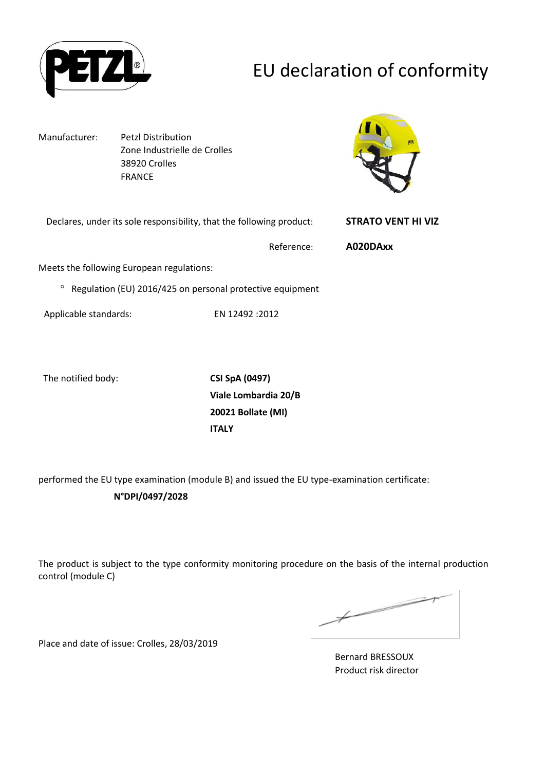# EU declaration of conformity

Manufacturer: Petzl Distribution
Zone Industrielle de Crolles
38920 Crolles
FRANCE

Declares, under its sole responsibility, that the following product: **STRATO VENT HI VIZ**

Reference: **A020DAxx**

Meets the following European regulations:

- Regulation (EU) 2016/425 on personal protective equipment

Applicable standards: EN 12492 :2012

The notified body:

**CSI SpA (0497)**
**Viale Lombardia 20/B**
**20021 Bollate (MI)**
**ITALY**

performed the EU type examination (module B) and issued the EU type-examination certificate:

**N°DPI/0497/2028**

The product is subject to the type conformity monitoring procedure on the basis of the internal production control (module C)

Place and date of issue: Crolles, 28/03/2019

Bernard BRESSOUX
Product risk director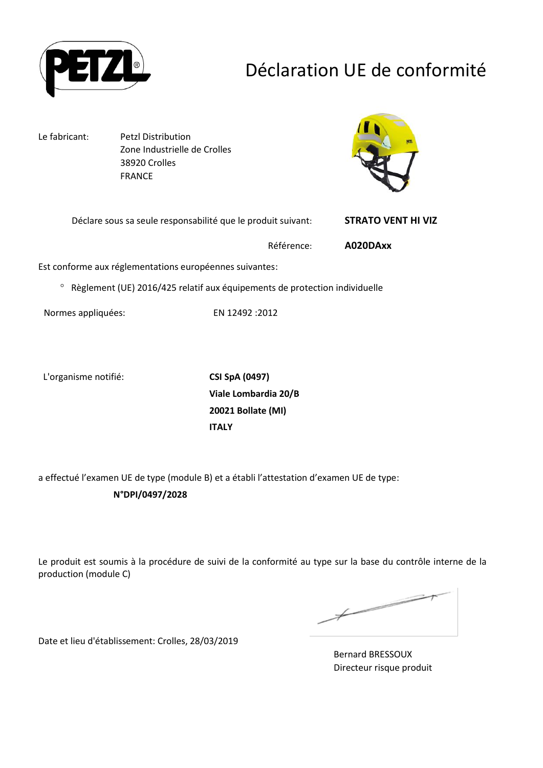# Déclaration UE de conformité

Le fabricant: Petzl Distribution
Zone Industrielle de Crolles
38920 Crolles
FRANCE

Déclare sous sa seule responsabilité que le produit suivant: **STRATO VENT HI VIZ**

Référence: **A020DAxx**

Est conforme aux réglementations européennes suivantes:

- Règlement (UE) 2016/425 relatif aux équipements de protection individuelle

Normes appliquées: EN 12492 :2012

L'organisme notifié:

**CSI SpA (0497)**
**Viale Lombardia 20/B**
**20021 Bollate (MI)**
**ITALY**

a effectué l'examen UE de type (module B) et a établi l'attestation d'examen UE de type:

**N°DPI/0497/2028**

Le produit est soumis à la procédure de suivi de la conformité au type sur la base du contrôle interne de la production (module C)

Date et lieu d'établissement: Crolles, 28/03/2019

Bernard BRESSOUX
Directeur risque produit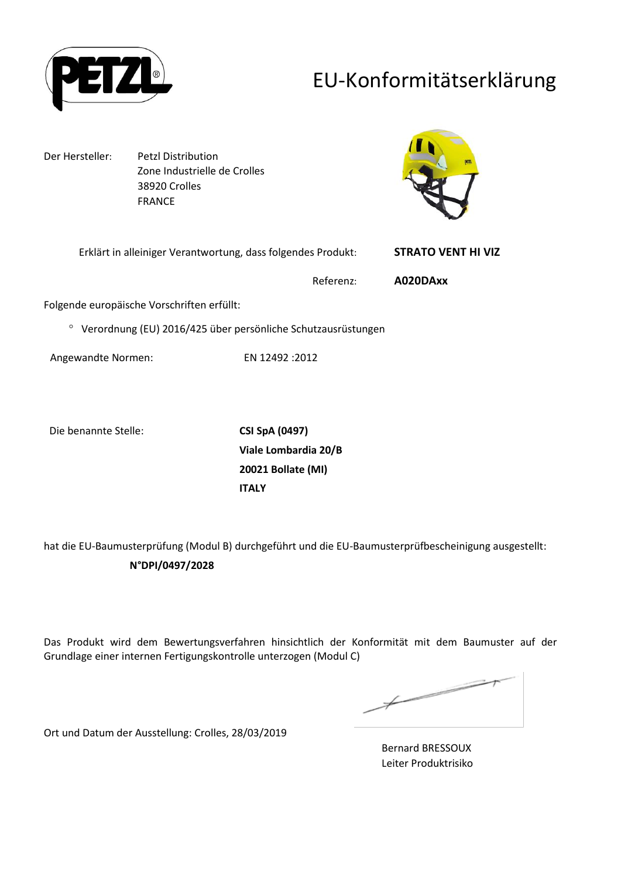# EU-Konformitätserklärung

Der Hersteller: Petzl Distribution
Zone Industrielle de Crolles
38920 Crolles
FRANCE

Erklärt in alleiniger Verantwortung, dass folgendes Produkt: **STRATO VENT HI VIZ**

Referenz: **A020DAxx**

Folgende europäische Vorschriften erfüllt:

- Verordnung (EU) 2016/425 über persönliche Schutzausrüstungen

Angewandte Normen: EN 12492 :2012

Die benannte Stelle: **CSI SpA (0497)**
**Viale Lombardia 20/B**
**20021 Bollate (MI)**
**ITALY**

hat die EU-Baumusterprüfung (Modul B) durchgeführt und die EU-Baumusterprüfbescheinigung ausgestellt:

**N°DPI/0497/2028**

Das Produkt wird dem Bewertungsverfahren hinsichtlich der Konformität mit dem Baumuster auf der Grundlage einer internen Fertigungskontrolle unterzogen (Modul C)

Ort und Datum der Ausstellung: Crolles, 28/03/2019

Bernard BRESSOUX
Leiter Produktrisiko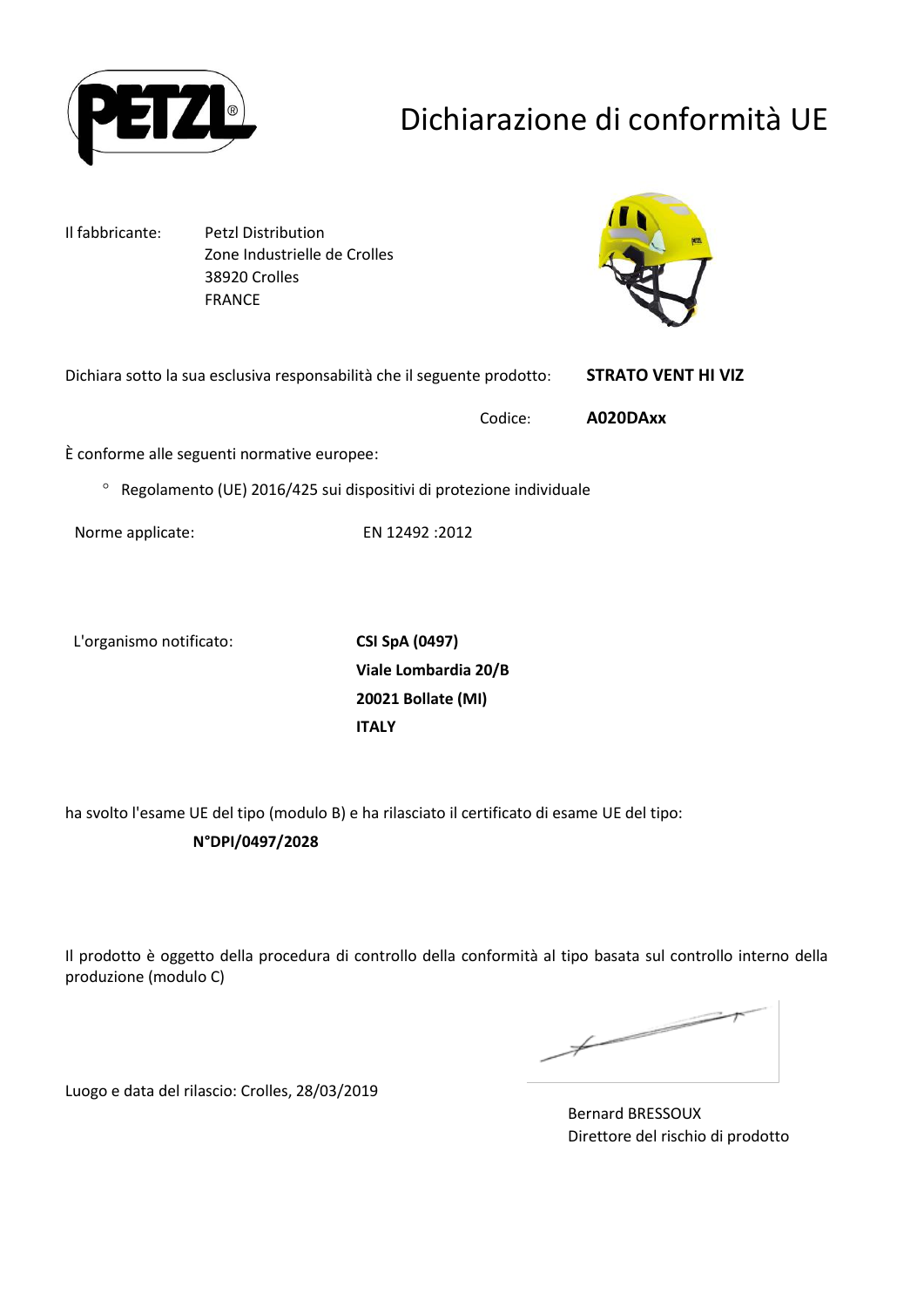# Dichiarazione di conformità UE

| Il fabbricante: | Petzl Distribution<br>Zone Industrielle de Crolles<br>38920 Crolles<br>FRANCE |
|---|---|

Dichiara sotto la sua esclusiva responsabilità che il seguente prodotto: **STRATO VENT HI VIZ**

Codice: **A020DAxx**

È conforme alle seguenti normative europee:

- Regolamento (UE) 2016/425 sui dispositivi di protezione individuale

Norme applicate: EN 12492 :2012

L'organismo notificato:

**CSI SpA (0497)**
**Viale Lombardia 20/B**
**20021 Bollate (MI)**
**ITALY**

ha svolto l'esame UE del tipo (modulo B) e ha rilasciato il certificato di esame UE del tipo:

**N°DPI/0497/2028**

Il prodotto è oggetto della procedura di controllo della conformità al tipo basata sul controllo interno della produzione (modulo C)

Luogo e data del rilascio: Crolles, 28/03/2019

Bernard BRESSOUX
Direttore del rischio di prodotto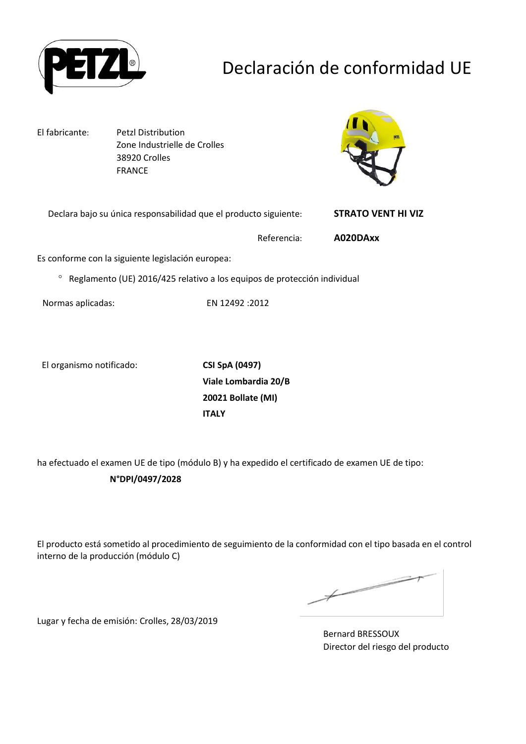# Declaración de conformidad UE

El fabricante: Petzl Distribution
Zone Industrielle de Crolles
38920 Crolles
FRANCE

Declara bajo su única responsabilidad que el producto siguiente: **STRATO VENT HI VIZ**

Referencia: **A020DAxx**

Es conforme con la siguiente legislación europea:

- Reglamento (UE) 2016/425 relativo a los equipos de protección individual

Normas aplicadas: EN 12492 :2012

El organismo notificado:

**CSI SpA (0497)**
**Viale Lombardia 20/B**
**20021 Bollate (MI)**
**ITALY**

ha efectuado el examen UE de tipo (módulo B) y ha expedido el certificado de examen UE de tipo:

**N°DPI/0497/2028**

El producto está sometido al procedimiento de seguimiento de la conformidad con el tipo basada en el control interno de la producción (módulo C)

Lugar y fecha de emisión: Crolles, 28/03/2019

Bernard BRESSOUX
Director del riesgo del producto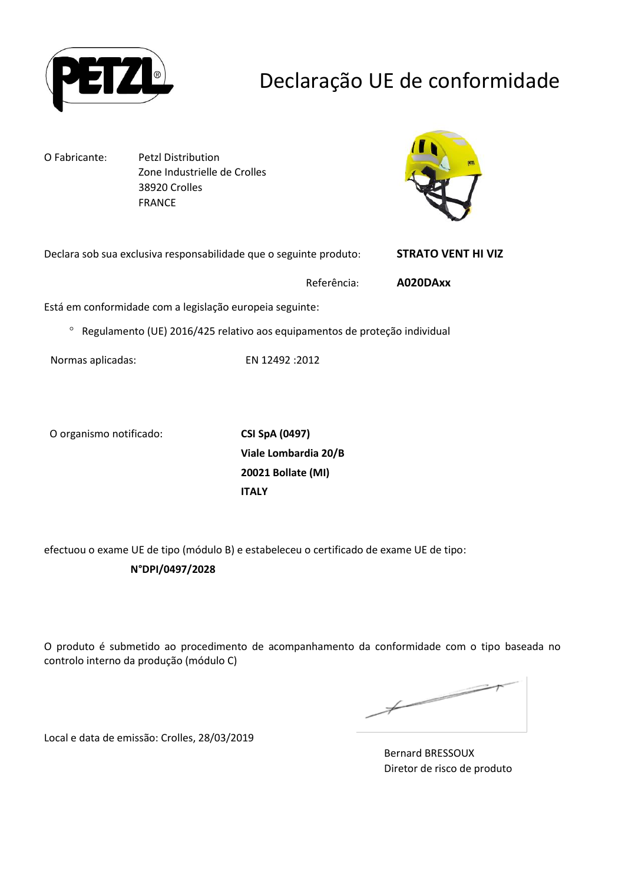# Declaração UE de conformidade

O Fabricante: Petzl Distribution
Zone Industrielle de Crolles
38920 Crolles
FRANCE

Declara sob sua exclusiva responsabilidade que o seguinte produto: **STRATO VENT HI VIZ**

Referência: **A020DAxx**

Está em conformidade com a legislação europeia seguinte:

- Regulamento (UE) 2016/425 relativo aos equipamentos de proteção individual

Normas aplicadas: EN 12492 :2012

O organismo notificado:

**CSI SpA (0497)**
**Viale Lombardia 20/B**
**20021 Bollate (MI)**
**ITALY**

efectuou o exame UE de tipo (módulo B) e estabeleceu o certificado de exame UE de tipo:

**N°DPI/0497/2028**

O produto é submetido ao procedimento de acompanhamento da conformidade com o tipo baseada no controlo interno da produção (módulo C)

Local e data de emissão: Crolles, 28/03/2019

Bernard BRESSOUX
Diretor de risco de produto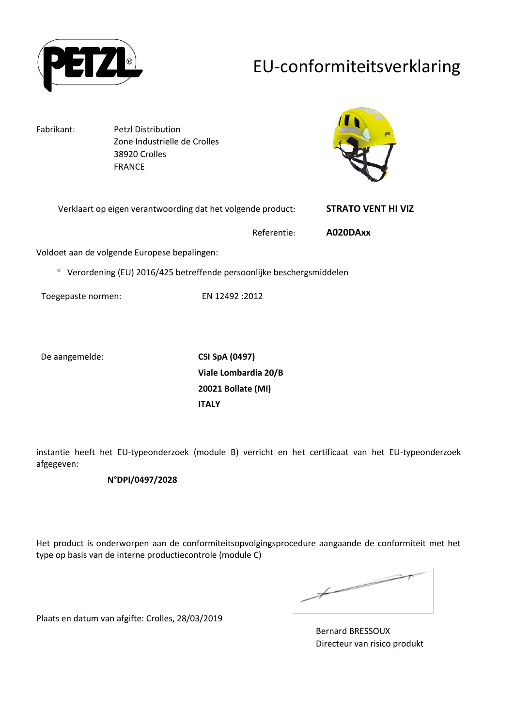# EU-conformiteitsverklaring

Fabrikant: Petzl Distribution
Zone Industrielle de Crolles
38920 Crolles
FRANCE

Verklaart op eigen verantwoording dat het volgende product: **STRATO VENT HI VIZ**

Referentie: **A020DAxx**

Voldoet aan de volgende Europese bepalingen:

- Verordening (EU) 2016/425 betreffende persoonlijke beschergsmiddelen

Toegepaste normen: EN 12492 :2012

De aangemelde: **CSI SpA (0497)**
**Viale Lombardia 20/B**
**20021 Bollate (MI)**
**ITALY**

instantie heeft het EU-typeonderzoek (module B) verricht en het certificaat van het EU-typeonderzoek afgegeven:

**N°DPI/0497/2028**

Het product is onderworpen aan de conformiteitsopvolgingsprocedure aangaande de conformiteit met het type op basis van de interne productiecontrole (module C)

Plaats en datum van afgifte: Crolles, 28/03/2019

Bernard BRESSOUX
Directeur van risico produkt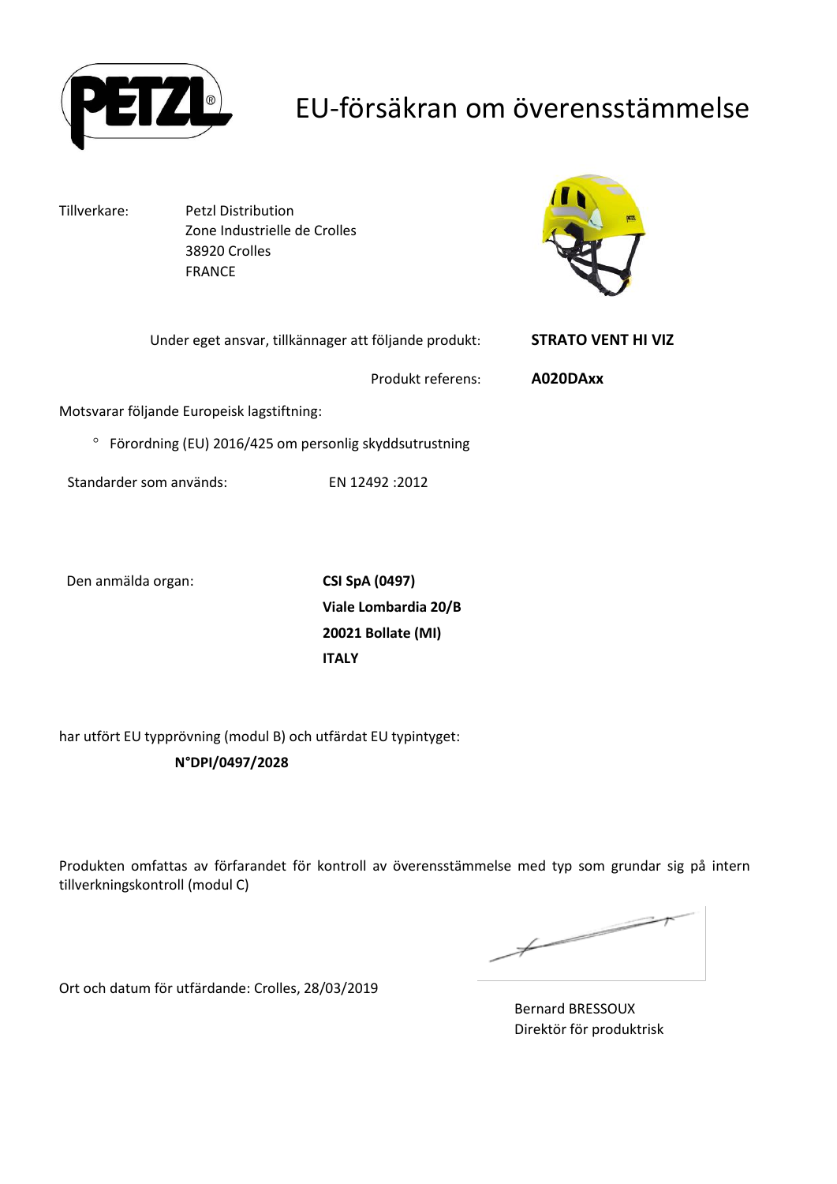# EU-försäkran om överensstämmelse

Tillverkare: Petzl Distribution
Zone Industrielle de Crolles
38920 Crolles
FRANCE

Under eget ansvar, tillkännager att följande produkt: **STRATO VENT HI VIZ**

Produkt referens: **A020DAxx**

Motsvarar följande Europeisk lagstiftning:

- Förordning (EU) 2016/425 om personlig skyddsutrustning

Standarder som används: EN 12492 :2012

Den anmälda organ: **CSI SpA (0497)**
**Viale Lombardia 20/B**
**20021 Bollate (MI)**
**ITALY**

har utfört EU typprövning (modul B) och utfärdat EU typintyget:

**N°DPI/0497/2028**

Produkten omfattas av förfarandet för kontroll av överensstämmelse med typ som grundar sig på intern tillverkningskontroll (modul C)

Ort och datum för utfärdande: Crolles, 28/03/2019

Bernard BRESSOUX
Direktör för produktrisk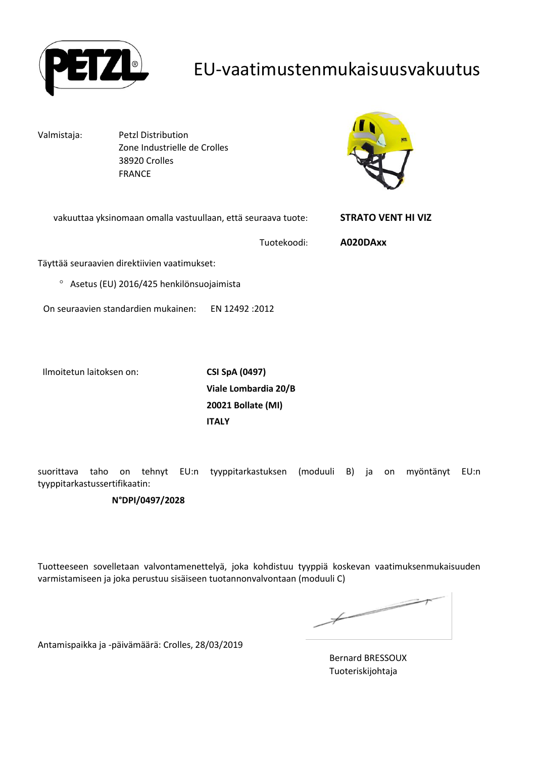# EU-vaatimustenmukaisuusvakuutus

Valmistaja: Petzl Distribution
Zone Industrielle de Crolles
38920 Crolles
FRANCE

vakuuttaa yksinomaan omalla vastuullaan, että seuraava tuote: **STRATO VENT HI VIZ**

Tuotekoodi: **A020DAxx**

Täyttää seuraavien direktiivien vaatimukset:

- Asetus (EU) 2016/425 henkilönsuojaimista

On seuraavien standardien mukainen: EN 12492 :2012

Ilmoitetun laitoksen on:

**CSI SpA (0497)**
**Viale Lombardia 20/B**
**20021 Bollate (MI)**
**ITALY**

suorittava taho on tehnyt EU:n tyyppitarkastuksen (moduuli B) ja on myöntänyt EU:n tyyppitarkastussertifikaatin:

**N°DPI/0497/2028**

Tuotteeseen sovelletaan valvontamenettelyä, joka kohdistuu tyyppiä koskevan vaatimuksenmukaisuuden varmistamiseen ja joka perustuu sisäiseen tuotannonvalvontaan (moduuli C)

Antamispaikka ja -päivämäärä: Crolles, 28/03/2019

Bernard BRESSOUX
Tuoteriskijohtaja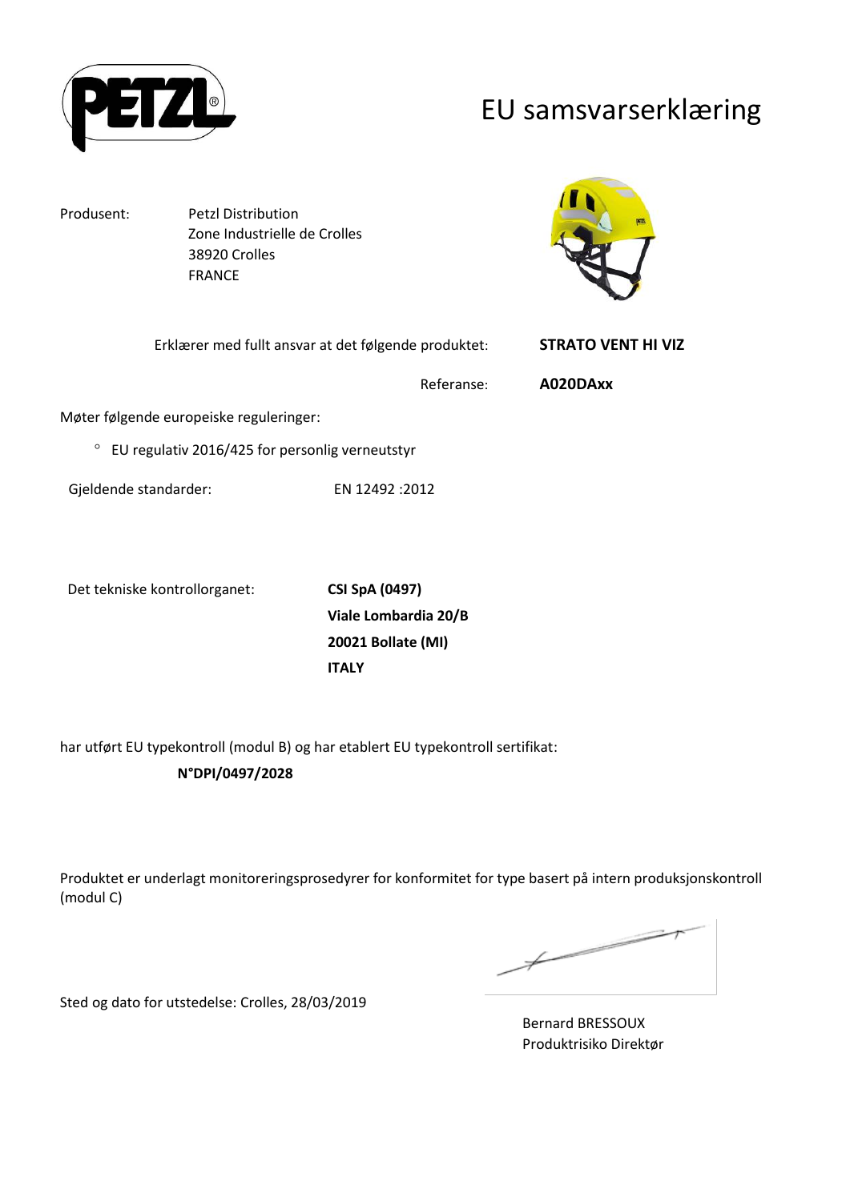# EU samsvarserklæring

Produsent: Petzl Distribution
Zone Industrielle de Crolles
38920 Crolles
FRANCE

Erklærer med fullt ansvar at det følgende produktet: **STRATO VENT HI VIZ**

Referanse: **A020DAxx**

Møter følgende europeiske reguleringer:

- EU regulativ 2016/425 for personlig verneutstyr

Gjeldende standarder: EN 12492 :2012

Det tekniske kontrollorganet: **CSI SpA (0497)**
**Viale Lombardia 20/B**
**20021 Bollate (MI)**
**ITALY**

har utført EU typekontroll (modul B) og har etablert EU typekontroll sertifikat:

**N°DPI/0497/2028**

Produktet er underlagt monitoreringsprosedyrer for konformitet for type basert på intern produksjonskontroll (modul C)

Sted og dato for utstedelse: Crolles, 28/03/2019

Bernard BRESSOUX
Produktrisiko Direktør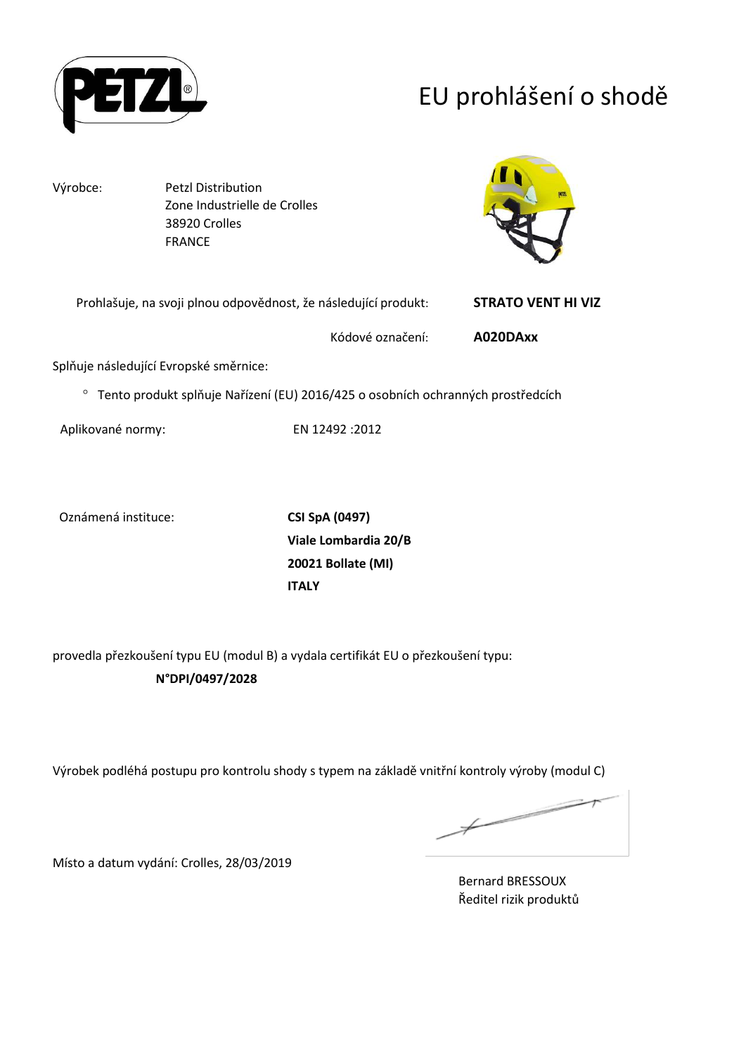# EU prohlášení o shodě

Výrobce: Petzl Distribution
Zone Industrielle de Crolles
38920 Crolles
FRANCE

Prohlašuje, na svoji plnou odpovědnost, že následující produkt: **STRATO VENT HI VIZ**

Kódové označení: **A020DAxx**

Splňuje následující Evropské směrnice:

- Tento produkt splňuje Nařízení (EU) 2016/425 o osobních ochranných prostředcích

Aplikované normy: EN 12492 :2012

Oznámená instituce: **CSI SpA (0497)**
**Viale Lombardia 20/B**
**20021 Bollate (MI)**
**ITALY**

provedla přezkoušení typu EU (modul B) a vydala certifikát EU o přezkoušení typu:

**N°DPI/0497/2028**

Výrobek podléhá postupu pro kontrolu shody s typem na základě vnitřní kontroly výroby (modul C)

Místo a datum vydání: Crolles, 28/03/2019

Bernard BRESSOUX
Ředitel rizik produktů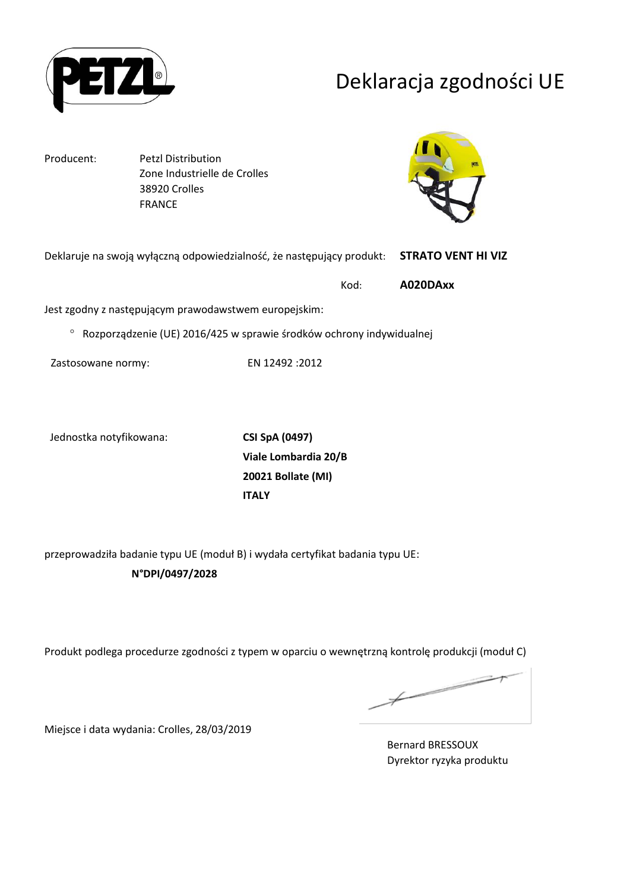# Deklaracja zgodności UE

Producent: Petzl Distribution
Zone Industrielle de Crolles
38920 Crolles
FRANCE

Deklaruje na swoją wyłączną odpowiedzialność, że następujący produkt: **STRATO VENT HI VIZ**

Kod: **A020DAxx**

Jest zgodny z następującym prawodawstwem europejskim:

- Rozporządzenie (UE) 2016/425 w sprawie środków ochrony indywidualnej

Zastosowane normy: EN 12492 :2012

Jednostka notyfikowana: **CSI SpA (0497)**
**Viale Lombardia 20/B**
**20021 Bollate (MI)**
**ITALY**

przeprowadziła badanie typu UE (moduł B) i wydała certyfikat badania typu UE:

**N°DPI/0497/2028**

Produkt podlega procedurze zgodności z typem w oparciu o wewnętrzną kontrolę produkcji (moduł C)

Miejsce i data wydania: Crolles, 28/03/2019

Bernard BRESSOUX
Dyrektor ryzyka produktu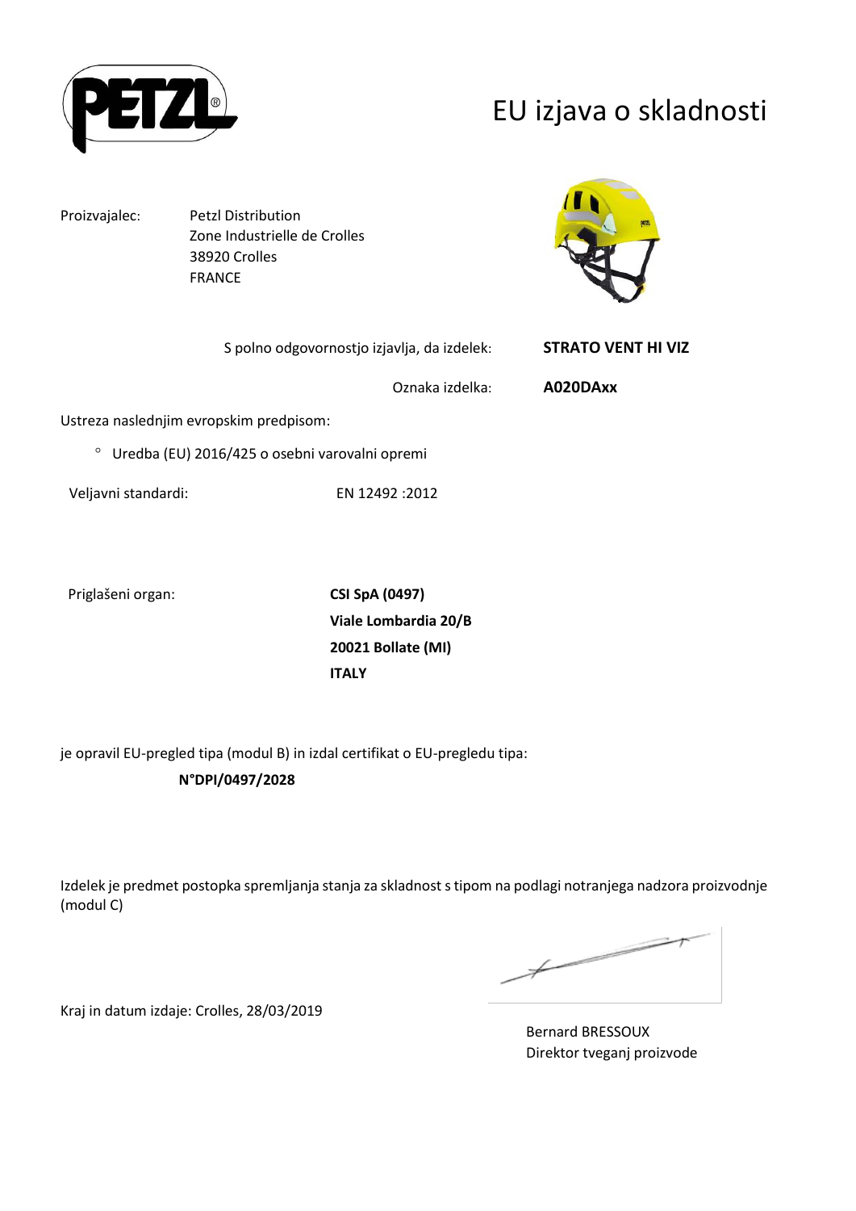# EU izjava o skladnosti

Proizvajalec: Petzl Distribution
Zone Industrielle de Crolles
38920 Crolles
FRANCE

S polno odgovornostjo izjavlja, da izdelek: **STRATO VENT HI VIZ**

Oznaka izdelka: **A020DAxx**

Ustreza naslednjim evropskim predpisom:

- Uredba (EU) 2016/425 o osebni varovalni opremi

Veljavni standardi: EN 12492 :2012

Priglašeni organ: **CSI SpA (0497)**
**Viale Lombardia 20/B**
**20021 Bollate (MI)**
**ITALY**

je opravil EU-pregled tipa (modul B) in izdal certifikat o EU-pregledu tipa:

**N°DPI/0497/2028**

Izdelek je predmet postopka spremljanja stanja za skladnost s tipom na podlagi notranjega nadzora proizvodnje (modul C)

Kraj in datum izdaje: Crolles, 28/03/2019

Bernard BRESSOUX
Direktor tveganj proizvode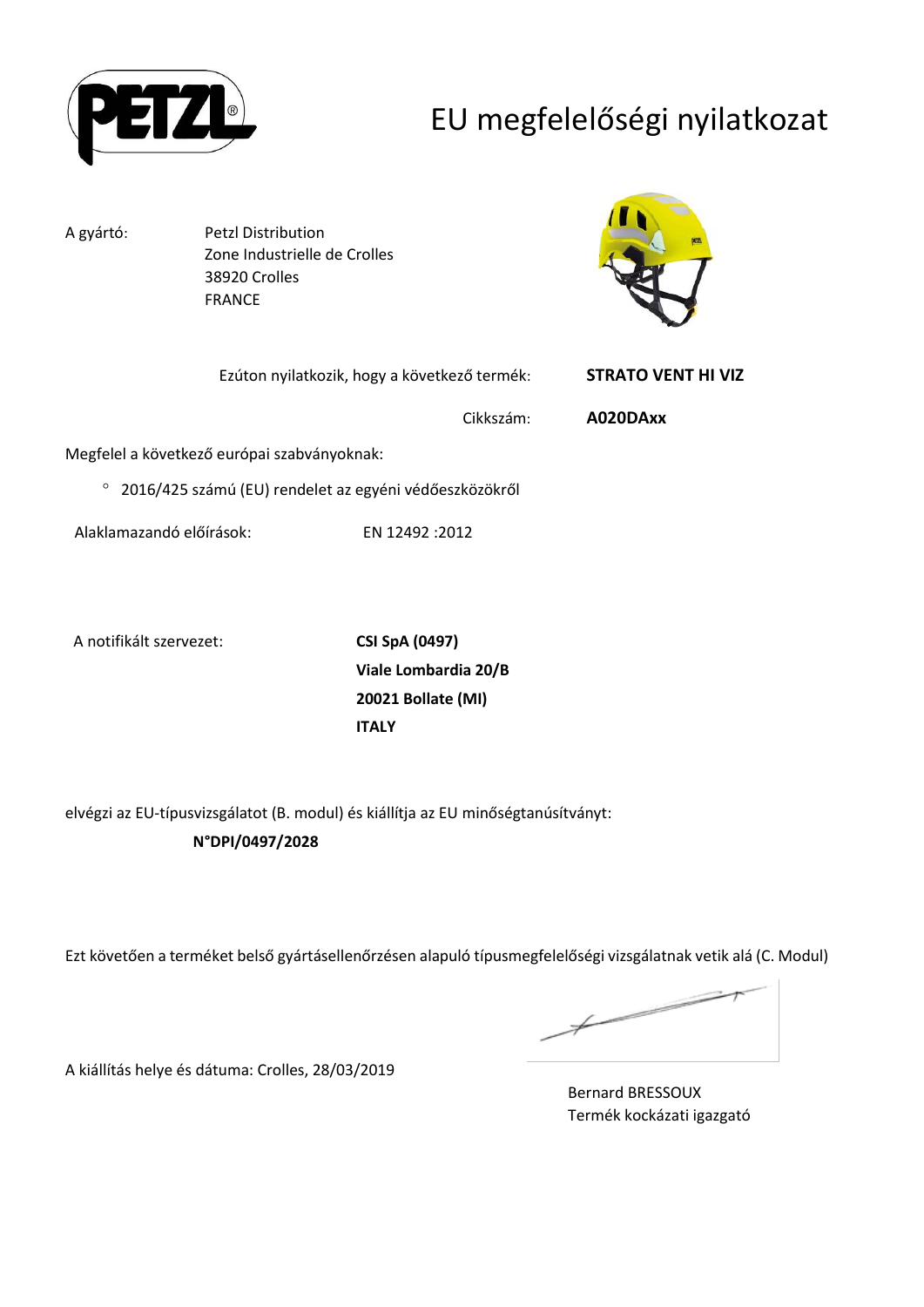# EU megfelelőségi nyilatkozat

A gyártó: Petzl Distribution
Zone Industrielle de Crolles
38920 Crolles
FRANCE

Ezúton nyilatkozik, hogy a következő termék: **STRATO VENT HI VIZ**

Cikkszám: **A020DAxx**

Megfelel a következő európai szabványoknak:

- 2016/425 számú (EU) rendelet az egyéni védőeszközökről

Alaklamazandó előírások: EN 12492 :2012

A notifikált szervezet:

**CSI SpA (0497)**
**Viale Lombardia 20/B**
**20021 Bollate (MI)**
**ITALY**

elvégzi az EU-típusvizsgálatot (B. modul) és kiállítja az EU minőségtanúsítványt:

**N°DPI/0497/2028**

Ezt követően a terméket belső gyártásellenőrzésen alapuló típusmegfelelőségi vizsgálatnak vetik alá (C. Modul)

A kiállítás helye és dátuma: Crolles, 28/03/2019

Bernard BRESSOUX
Termék kockázati igazgató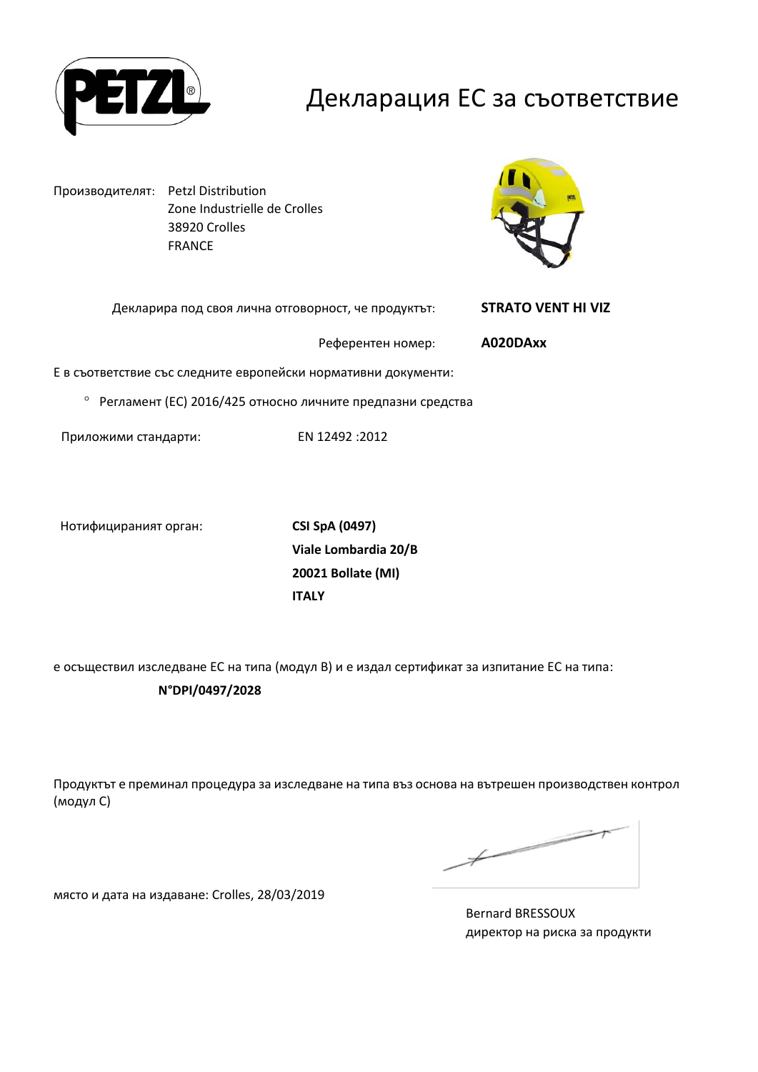# Декларация ЕС за съответствие

Производителят: Petzl Distribution
Zone Industrielle de Crolles
38920 Crolles
FRANCE

Декларира под своя лична отговорност, че продуктът: **STRATO VENT HI VIZ**

Референтен номер: **A020DAxx**

Е в съответствие със следните европейски нормативни документи:

- Регламент (ЕС) 2016/425 относно личните предпазни средства

Приложими стандарти: EN 12492 :2012

Нотифицираният орган: **CSI SpA (0497)**
**Viale Lombardia 20/B**
**20021 Bollate (MI)**
**ITALY**

е осъществил изследване ЕС на типа (модул B) и е издал сертификат за изпитание ЕС на типа:

**N°DPI/0497/2028**

Продуктът е преминал процедура за изследване на типа въз основа на вътрешен производствен контрол (модул C)

място и дата на издаване: Crolles, 28/03/2019

Bernard BRESSOUX
директор на риска за продукти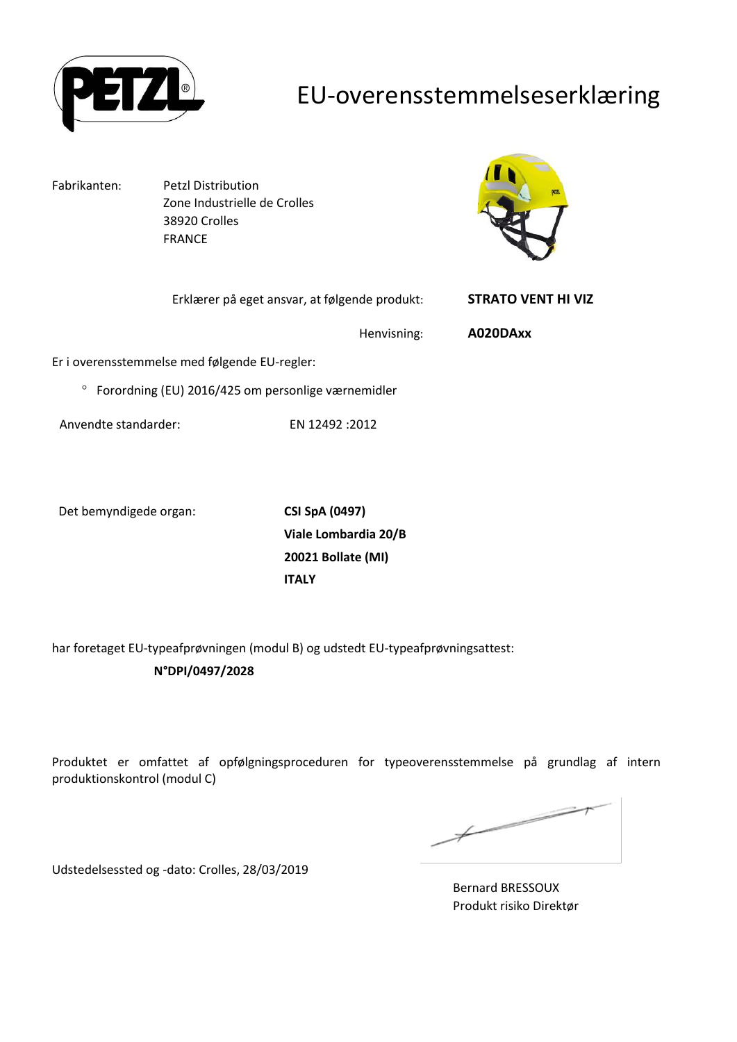PETZL

# EU-overensstemmelseserklæring

| | |
|---|---|
| Fabrikanten: | Petzl Distribution<br>Zone Industrielle de Crolles<br>38920 Crolles<br>FRANCE |

Erklærer på eget ansvar, at følgende produkt: **STRATO VENT HI VIZ**

Henvisning: **A020DAxx**

Er i overensstemmelse med følgende EU-regler:

- Forordning (EU) 2016/425 om personlige værnemidler

Anvendte standarder: EN 12492 :2012

Det bemyndigede organ:

**CSI SpA (0497)**
**Viale Lombardia 20/B**
**20021 Bollate (MI)**
**ITALY**

har foretaget EU-typeafprøvningen (modul B) og udstedt EU-typeafprøvningsattest:

**N°DPI/0497/2028**

Produktet er omfattet af opfølgningsproceduren for typeoverensstemmelse på grundlag af intern produktionskontrol (modul C)

Udstedelsessted og -dato: Crolles, 28/03/2019

Bernard BRESSOUX
Produkt risiko Direktør